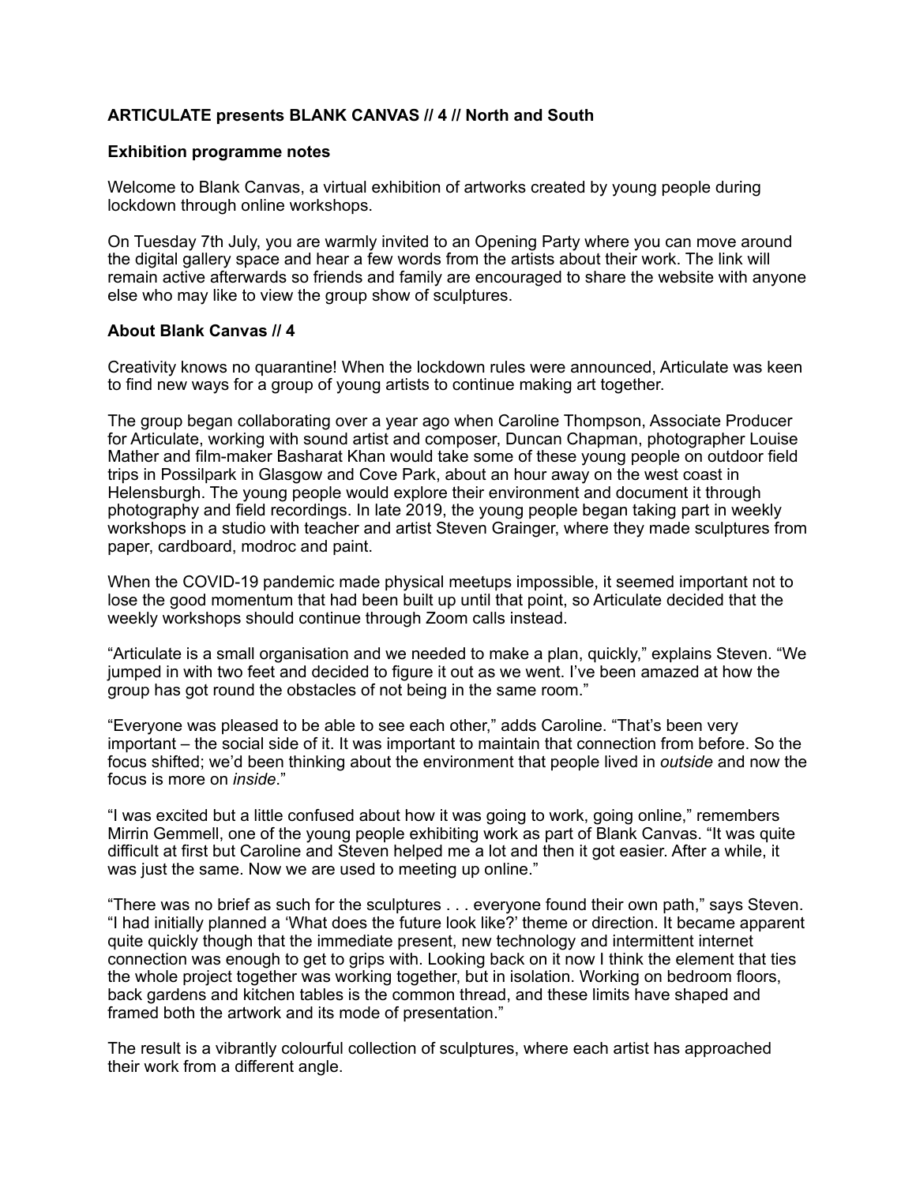**ARTICULATE presents BLANK CANVAS // 4 // North and South**

**Exhibition programme notes**

Welcome to Blank Canvas, a virtual exhibition of artworks created by young people during lockdown through online workshops.

On Tuesday 7th July, you are warmly invited to an Opening Party where you can move around the digital gallery space and hear a few words from the artists about their work. The link will remain active afterwards so friends and family are encouraged to share the website with anyone else who may like to view the group show of sculptures.

**About Blank Canvas // 4**

Creativity knows no quarantine! When the lockdown rules were announced, Articulate was keen to find new ways for a group of young artists to continue making art together.

The group began collaborating over a year ago when Caroline Thompson, Associate Producer for Articulate, working with sound artist and composer, Duncan Chapman, photographer Louise Mather and film-maker Basharat Khan would take some of these young people on outdoor field trips in Possilpark in Glasgow and Cove Park, about an hour away on the west coast in Helensburgh. The young people would explore their environment and document it through photography and field recordings. In late 2019, the young people began taking part in weekly workshops in a studio with teacher and artist Steven Grainger, where they made sculptures from paper, cardboard, modroc and paint.

When the COVID-19 pandemic made physical meetups impossible, it seemed important not to lose the good momentum that had been built up until that point, so Articulate decided that the weekly workshops should continue through Zoom calls instead.

"Articulate is a small organisation and we needed to make a plan, quickly," explains Steven. "We jumped in with two feet and decided to figure it out as we went. I've been amazed at how the group has got round the obstacles of not being in the same room."

"Everyone was pleased to be able to see each other," adds Caroline. "That's been very important – the social side of it. It was important to maintain that connection from before. So the focus shifted; we'd been thinking about the environment that people lived in *outside* and now the focus is more on *inside*."

"I was excited but a little confused about how it was going to work, going online," remembers Mirrin Gemmell, one of the young people exhibiting work as part of Blank Canvas. "It was quite difficult at first but Caroline and Steven helped me a lot and then it got easier. After a while, it was just the same. Now we are used to meeting up online."

"There was no brief as such for the sculptures . . . everyone found their own path," says Steven. "I had initially planned a 'What does the future look like?' theme or direction. It became apparent quite quickly though that the immediate present, new technology and intermittent internet connection was enough to get to grips with. Looking back on it now I think the element that ties the whole project together was working together, but in isolation. Working on bedroom floors, back gardens and kitchen tables is the common thread, and these limits have shaped and framed both the artwork and its mode of presentation."

The result is a vibrantly colourful collection of sculptures, where each artist has approached their work from a different angle.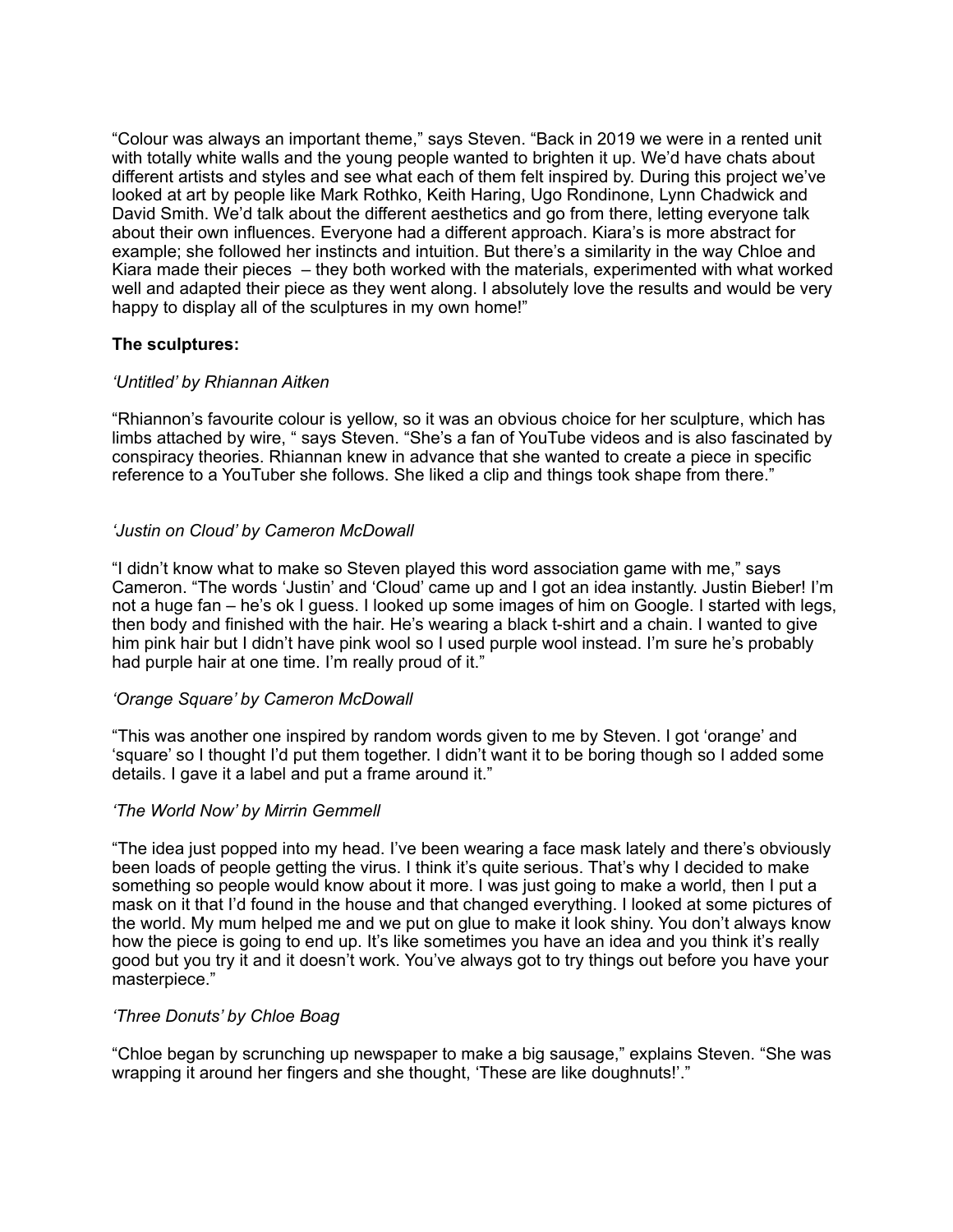"Colour was always an important theme," says Steven. "Back in 2019 we were in a rented unit with totally white walls and the young people wanted to brighten it up. We'd have chats about different artists and styles and see what each of them felt inspired by. During this project we've looked at art by people like Mark Rothko, Keith Haring, Ugo Rondinone, Lynn Chadwick and David Smith. We'd talk about the different aesthetics and go from there, letting everyone talk about their own influences. Everyone had a different approach. Kiara's is more abstract for example; she followed her instincts and intuition. But there's a similarity in the way Chloe and Kiara made their pieces – they both worked with the materials, experimented with what worked well and adapted their piece as they went along. I absolutely love the results and would be very happy to display all of the sculptures in my own home!"

**The sculptures:**

*'Untitled' by Rhiannan Aitken*

"Rhiannon's favourite colour is yellow, so it was an obvious choice for her sculpture, which has limbs attached by wire, " says Steven. "She's a fan of YouTube videos and is also fascinated by conspiracy theories. Rhiannan knew in advance that she wanted to create a piece in specific reference to a YouTuber she follows. She liked a clip and things took shape from there."

*'Justin on Cloud' by Cameron McDowall*

"I didn't know what to make so Steven played this word association game with me," says Cameron. "The words 'Justin' and 'Cloud' came up and I got an idea instantly. Justin Bieber! I'm not a huge fan – he's ok I guess. I looked up some images of him on Google. I started with legs, then body and finished with the hair. He's wearing a black t-shirt and a chain. I wanted to give him pink hair but I didn't have pink wool so I used purple wool instead. I'm sure he's probably had purple hair at one time. I'm really proud of it."

*'Orange Square' by Cameron McDowall*

"This was another one inspired by random words given to me by Steven. I got 'orange' and 'square' so I thought I'd put them together. I didn't want it to be boring though so I added some details. I gave it a label and put a frame around it."

*'The World Now' by Mirrin Gemmell*

"The idea just popped into my head. I've been wearing a face mask lately and there's obviously been loads of people getting the virus. I think it's quite serious. That's why I decided to make something so people would know about it more. I was just going to make a world, then I put a mask on it that I'd found in the house and that changed everything. I looked at some pictures of the world. My mum helped me and we put on glue to make it look shiny. You don't always know how the piece is going to end up. It's like sometimes you have an idea and you think it's really good but you try it and it doesn't work. You've always got to try things out before you have your masterpiece."

*'Three Donuts' by Chloe Boag*

"Chloe began by scrunching up newspaper to make a big sausage," explains Steven. "She was wrapping it around her fingers and she thought, 'These are like doughnuts!'."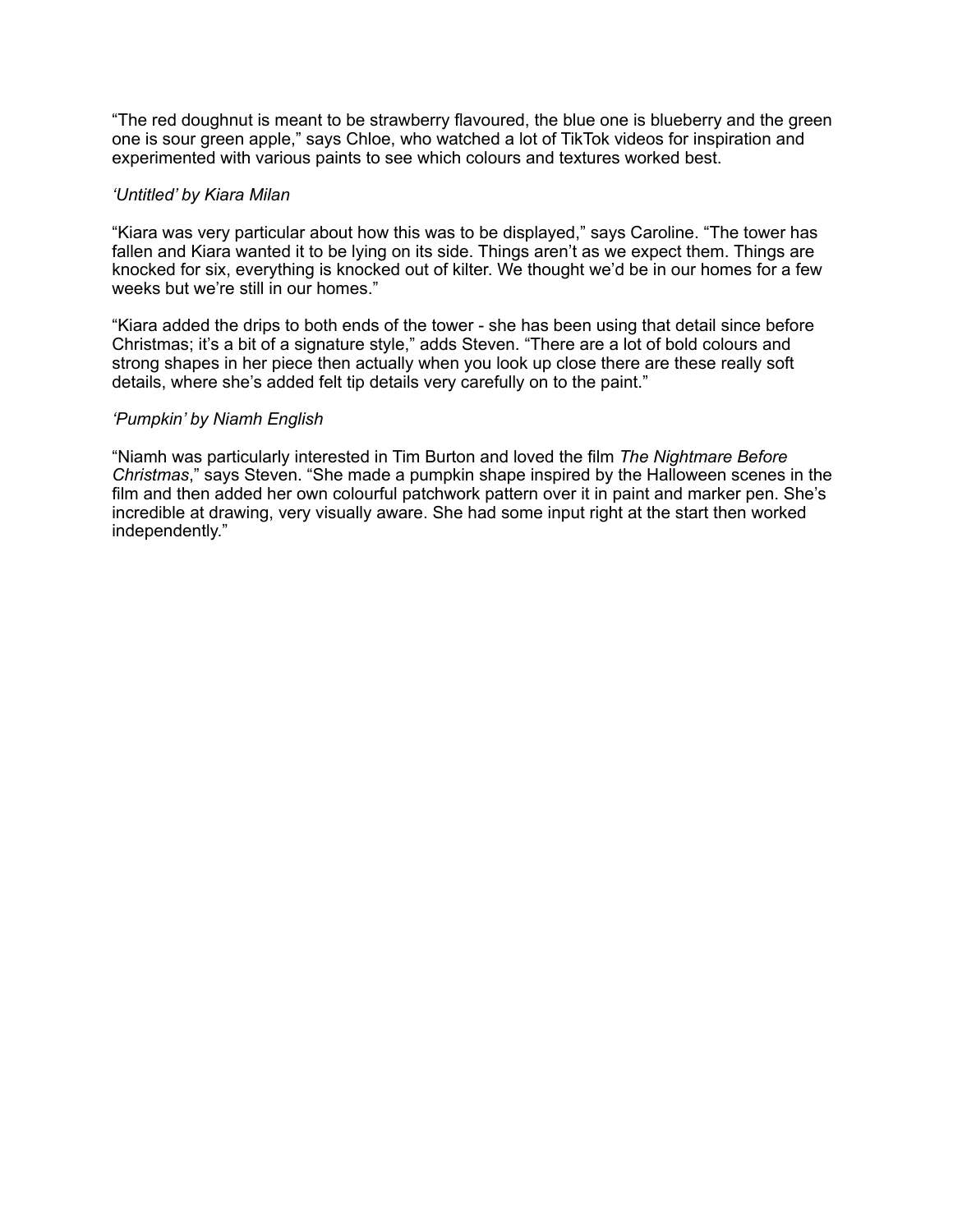"The red doughnut is meant to be strawberry flavoured, the blue one is blueberry and the green one is sour green apple," says Chloe, who watched a lot of TikTok videos for inspiration and experimented with various paints to see which colours and textures worked best.

*'Untitled' by Kiara Milan*

"Kiara was very particular about how this was to be displayed," says Caroline. "The tower has fallen and Kiara wanted it to be lying on its side. Things aren't as we expect them. Things are knocked for six, everything is knocked out of kilter. We thought we'd be in our homes for a few weeks but we're still in our homes."

"Kiara added the drips to both ends of the tower - she has been using that detail since before Christmas; it's a bit of a signature style," adds Steven. "There are a lot of bold colours and strong shapes in her piece then actually when you look up close there are these really soft details, where she's added felt tip details very carefully on to the paint."

*'Pumpkin' by Niamh English*

"Niamh was particularly interested in Tim Burton and loved the film *The Nightmare Before Christmas*," says Steven. "She made a pumpkin shape inspired by the Halloween scenes in the film and then added her own colourful patchwork pattern over it in paint and marker pen. She's incredible at drawing, very visually aware. She had some input right at the start then worked independently."